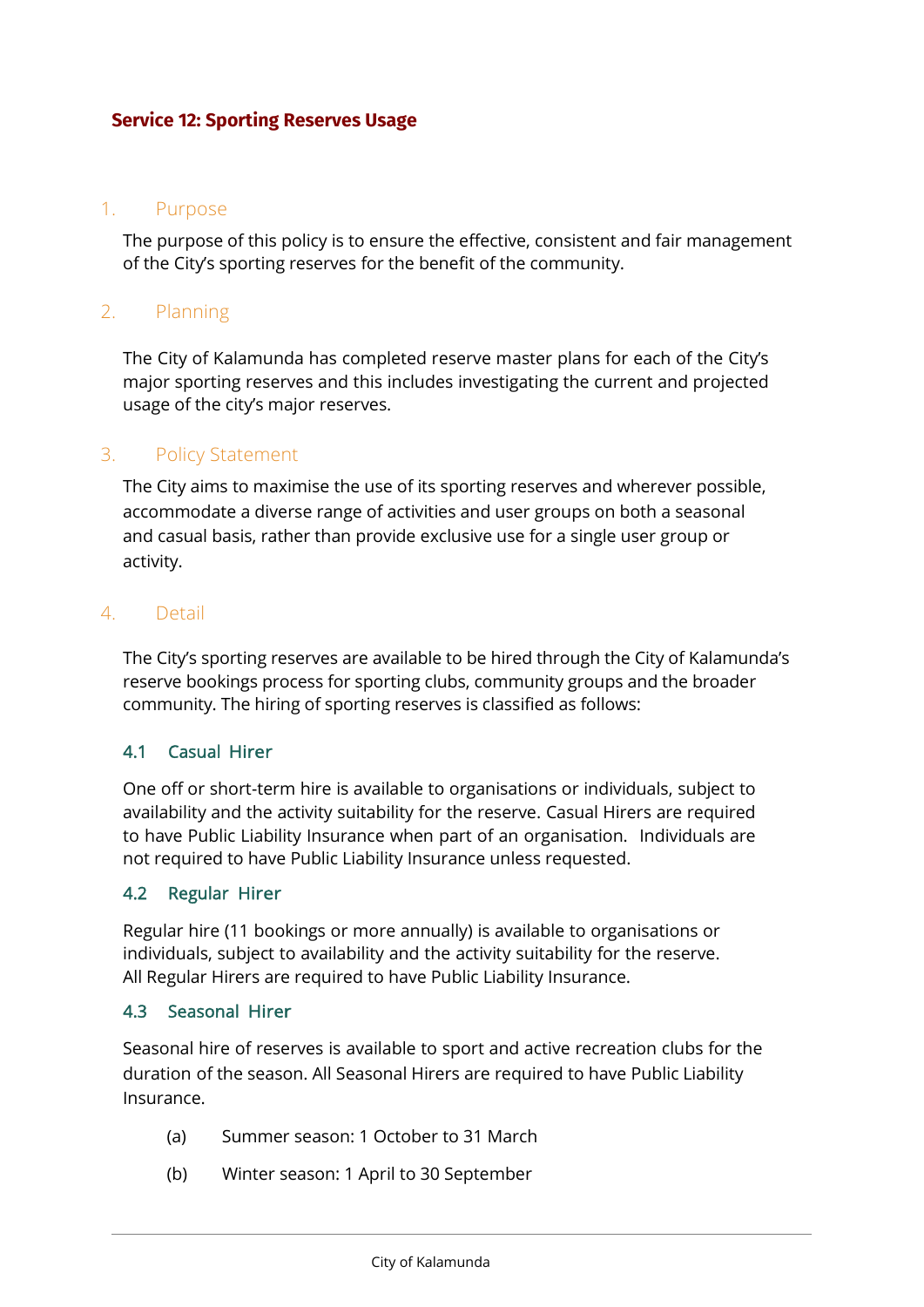# Service 12: Sporting Reserves Usage

## 1. Purpose

The purpose of this policy is to ensure the effective, consistent and fair management of the City's sporting reserves for the benefit of the community.

## 2. Planning

The City of Kalamunda has completed reserve master plans for each of the City's major sporting reserves and this includes investigating the current and projected usage of the city's major reserves.

## 3. Policy Statement

The City aims to maximise the use of its sporting reserves and wherever possible, accommodate a diverse range of activities and user groups on both a seasonal and casual basis, rather than provide exclusive use for a single user group or activity.

## 4. Detail

The City's sporting reserves are available to be hired through the City of Kalamunda's reserve bookings process for sporting clubs, community groups and the broader community. The hiring of sporting reserves is classified as follows:

### 4.1 Casual Hirer

One off or short-term hire is available to organisations or individuals, subject to availability and the activity suitability for the reserve. Casual Hirers are required to have Public Liability Insurance when part of an organisation. Individuals are not required to have Public Liability Insurance unless requested.

### 4.2 Regular Hirer

Regular hire (11 bookings or more annually) is available to organisations or individuals, subject to availability and the activity suitability for the reserve. All Regular Hirers are required to have Public Liability Insurance.

### 4.3 Seasonal Hirer

Seasonal hire of reserves is available to sport and active recreation clubs for the duration of the season. All Seasonal Hirers are required to have Public Liability Insurance.

(a) Summer season: 1 October to 31 March

(b) Winter season: 1 April to 30 September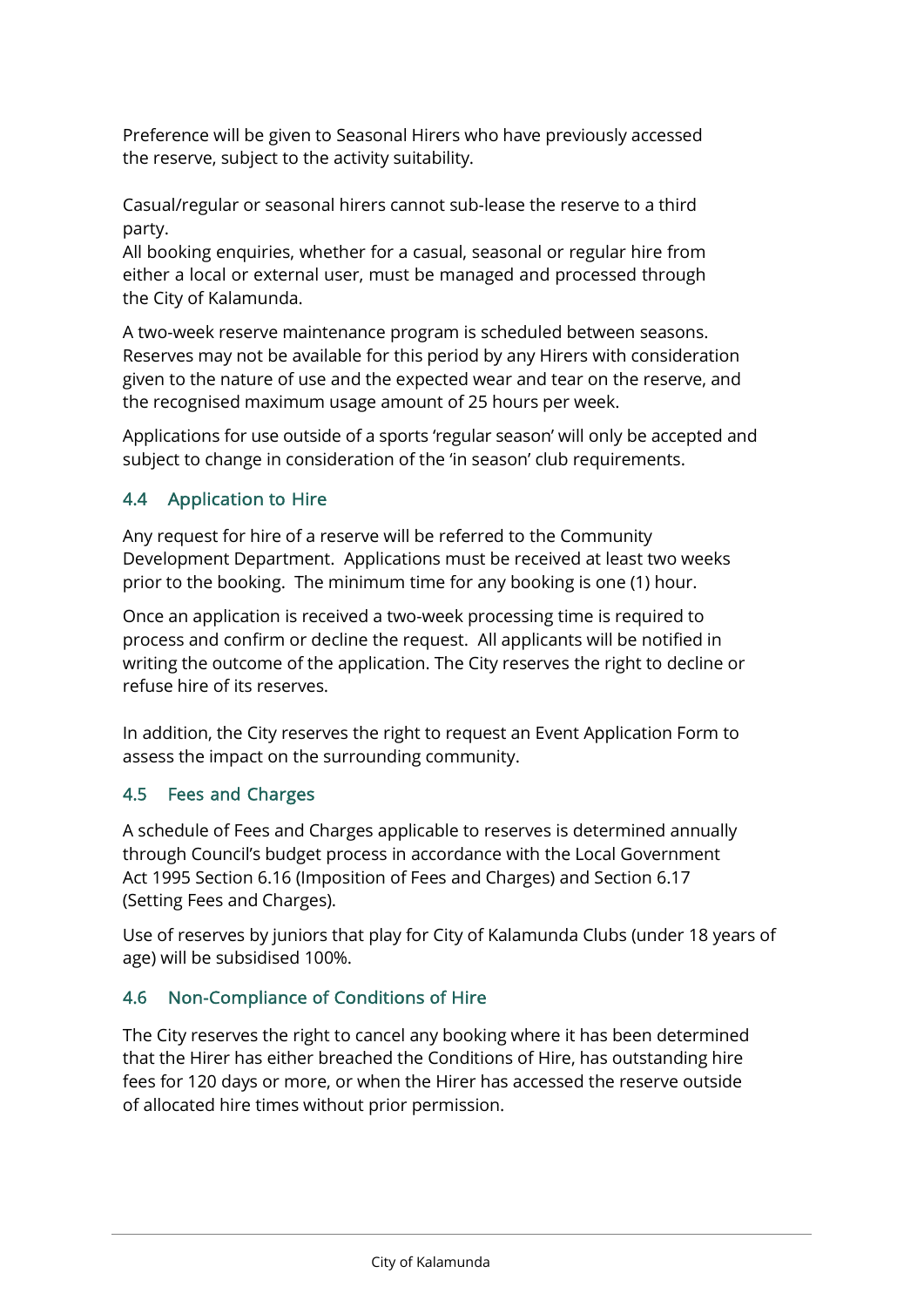Preference will be given to Seasonal Hirers who have previously accessed the reserve, subject to the activity suitability.

Casual/regular or seasonal hirers cannot sub-lease the reserve to a third party.

All booking enquiries, whether for a casual, seasonal or regular hire from either a local or external user, must be managed and processed through the City of Kalamunda.

A two-week reserve maintenance program is scheduled between seasons. Reserves may not be available for this period by any Hirers with consideration given to the nature of use and the expected wear and tear on the reserve, and the recognised maximum usage amount of 25 hours per week.

Applications for use outside of a sports 'regular season' will only be accepted and subject to change in consideration of the 'in season' club requirements.

### 4.4 Application to Hire

Any request for hire of a reserve will be referred to the Community Development Department. Applications must be received at least two weeks prior to the booking. The minimum time for any booking is one (1) hour.

Once an application is received a two-week processing time is required to process and confirm or decline the request. All applicants will be notified in writing the outcome of the application. The City reserves the right to decline or refuse hire of its reserves.

In addition, the City reserves the right to request an Event Application Form to assess the impact on the surrounding community.

### 4.5 Fees and Charges

A schedule of Fees and Charges applicable to reserves is determined annually through Council's budget process in accordance with the Local Government Act 1995 Section 6.16 (Imposition of Fees and Charges) and Section 6.17 (Setting Fees and Charges).

Use of reserves by juniors that play for City of Kalamunda Clubs (under 18 years of age) will be subsidised 100%.

### 4.6 Non-Compliance of Conditions of Hire

The City reserves the right to cancel any booking where it has been determined that the Hirer has either breached the Conditions of Hire, has outstanding hire fees for 120 days or more, or when the Hirer has accessed the reserve outside of allocated hire times without prior permission.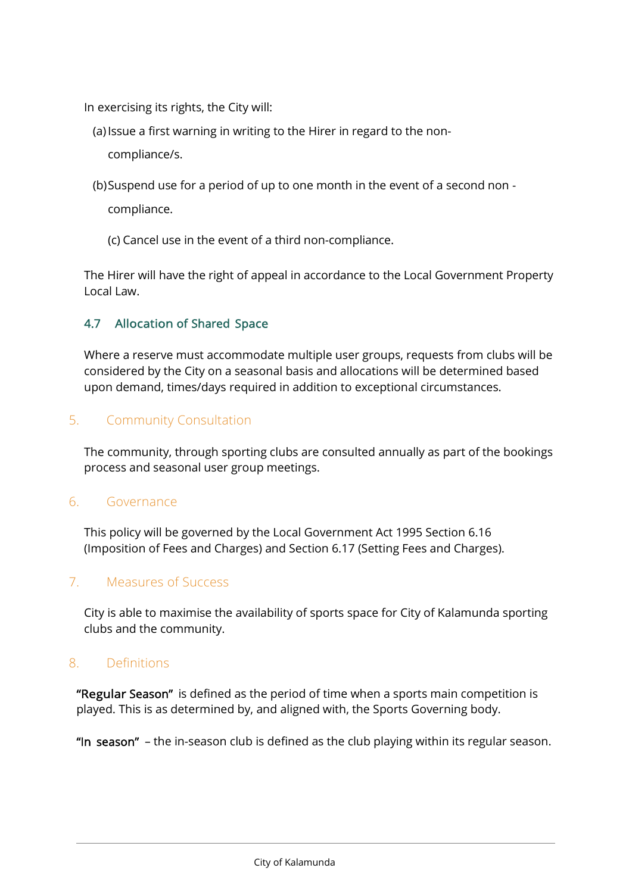In exercising its rights, the City will:

(a) Issue a first warning in writing to the Hirer in regard to the non-compliance/s.

(b) Suspend use for a period of up to one month in the event of a second non - compliance.

(c) Cancel use in the event of a third non-compliance.

The Hirer will have the right of appeal in accordance to the Local Government Property Local Law.

### 4.7 Allocation of Shared Space

Where a reserve must accommodate multiple user groups, requests from clubs will be considered by the City on a seasonal basis and allocations will be determined based upon demand, times/days required in addition to exceptional circumstances.

## 5. Community Consultation

The community, through sporting clubs are consulted annually as part of the bookings process and seasonal user group meetings.

## 6. Governance

This policy will be governed by the Local Government Act 1995 Section 6.16 (Imposition of Fees and Charges) and Section 6.17 (Setting Fees and Charges).

## 7. Measures of Success

City is able to maximise the availability of sports space for City of Kalamunda sporting clubs and the community.

## 8. Definitions

**"Regular Season"** is defined as the period of time when a sports main competition is played. This is as determined by, and aligned with, the Sports Governing body.

**"In season"** – the in-season club is defined as the club playing within its regular season.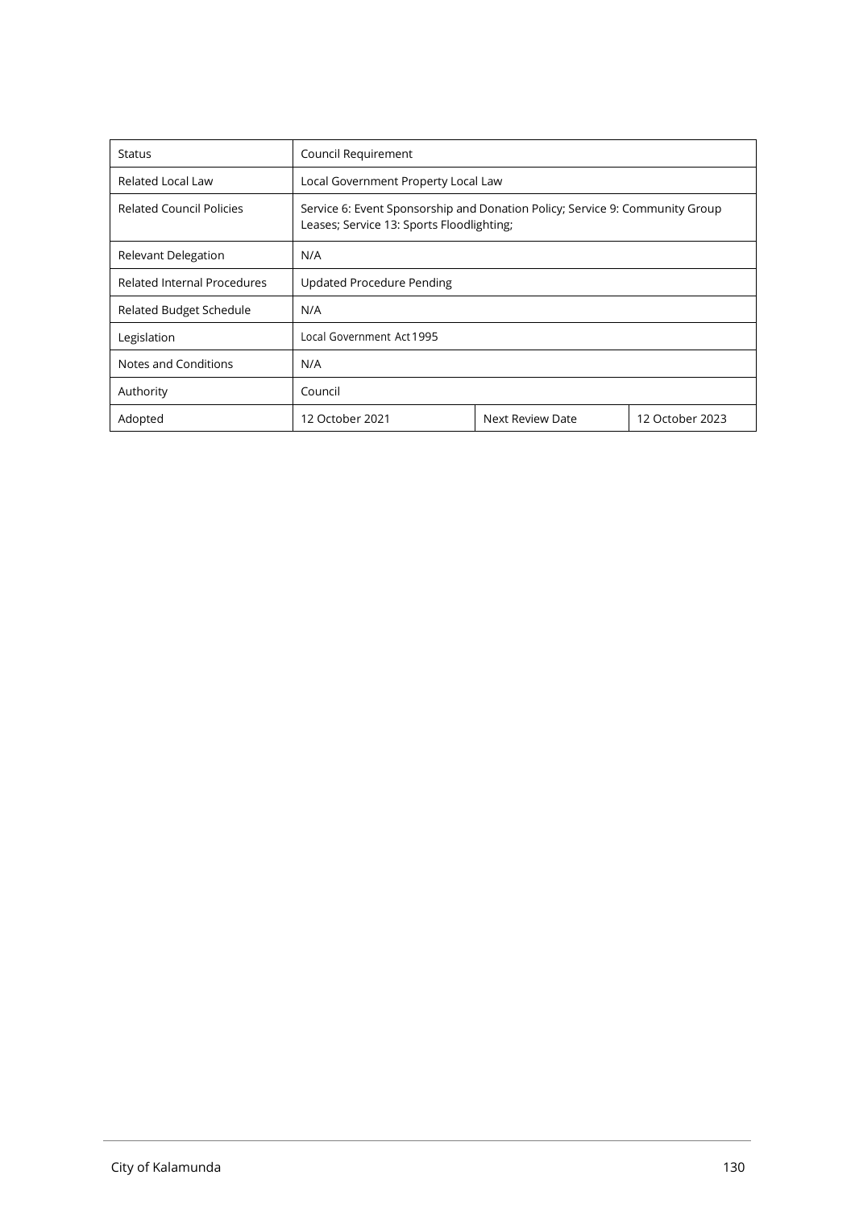| | | | |
|---|---|---|---|
| Status | Council Requirement | | |
| Related Local Law | Local Government Property Local Law | | |
| Related Council Policies | Service 6: Event Sponsorship and Donation Policy; Service 9: Community Group Leases; Service 13: Sports Floodlighting; | | |
| Relevant Delegation | N/A | | |
| Related Internal Procedures | Updated Procedure Pending | | |
| Related Budget Schedule | N/A | | |
| Legislation | Local Government Act 1995 | | |
| Notes and Conditions | N/A | | |
| Authority | Council | | |
| Adopted | 12 October 2021 | Next Review Date | 12 October 2023 |